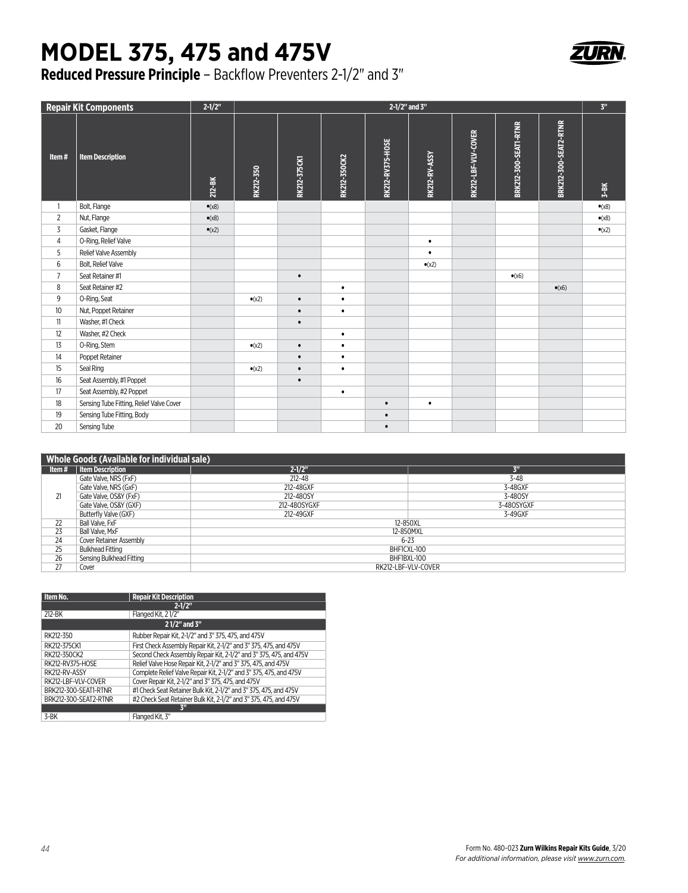# MODEL 375, 475 and 475V

**Reduced Pressure Principle** – Backflow Preventers 2-1/2" and 3"

| Repair Kit Components | | 2-1/2" | 2-1/2" and 3" | | | | | | | | 3" |
|---|---|---|---|---|---|---|---|---|---|---|---|
| Item # | Item Description | 212-BK | RK212-350 | RK212-375CK1 | RK212-350CK2 | RK212-RV375-HOSE | RK212-RV-ASSY | RK212-LBF-VLV-COVER | BRK212-300-SEAT1-RTNR | BRK212-300-SEAT2-RTNR | 3-BK |
| 1 | Bolt, Flange | •(x8) | | | | | | | | | •(x8) |
| 2 | Nut, Flange | •(x8) | | | | | | | | | •(x8) |
| 3 | Gasket, Flange | •(x2) | | | | | | | | | •(x2) |
| 4 | O-Ring, Relief Valve | | | | | | • | | | | |
| 5 | Relief Valve Assembly | | | | | | • | | | | |
| 6 | Bolt, Relief Valve | | | | | | •(x2) | | | | |
| 7 | Seat Retainer #1 | | | • | | | | | •(x6) | | |
| 8 | Seat Retainer #2 | | | | • | | | | | •(x6) | |
| 9 | O-Ring, Seat | | •(x2) | • | • | | | | | | |
| 10 | Nut, Poppet Retainer | | | • | • | | | | | | |
| 11 | Washer, #1 Check | | | • | | | | | | | |
| 12 | Washer, #2 Check | | | | • | | | | | | |
| 13 | O-Ring, Stem | | •(x2) | • | • | | | | | | |
| 14 | Poppet Retainer | | | • | • | | | | | | |
| 15 | Seal Ring | | •(x2) | • | • | | | | | | |
| 16 | Seat Assembly, #1 Poppet | | | • | | | | | | | |
| 17 | Seat Assembly, #2 Poppet | | | | • | | | | | | |
| 18 | Sensing Tube Fitting, Relief Valve Cover | | | | | • | • | | | | |
| 19 | Sensing Tube Fitting, Body | | | | | • | | | | | |
| 20 | Sensing Tube | | | | | • | | | | | |

| Whole Goods (Available for individual sale) | | | |
|---|---|---|---|
| Item # | Item Description | 2-1/2" | 3" |
| 21 | Gate Valve, NRS (FxF) | 212-48 | 3-48 |
| | Gate Valve, NRS (GxF) | 212-48GXF | 3-48GXF |
| | Gate Valve, OS&Y (FxF) | 212-48OSY | 3-48OSY |
| | Gate Valve, OS&Y (GXF) | 212-48OSYGXF | 3-48OSYGXF |
| | Butterfly Valve (GXF) | 212-49GXF | 3-49GXF |
| 22 | Ball Valve, FxF | 12-850XL | |
| 23 | Ball Valve, MxF | 12-850MXL | |
| 24 | Cover Retainer Assembly | 6-23 | |
| 25 | Bulkhead Fitting | BHF1CXL-100 | |
| 26 | Sensing Bulkhead Fitting | BHF1BXL-100 | |
| 27 | Cover | RK212-LBF-VLV-COVER | |

| Item No. | Repair Kit Description |
|---|---|
| | **2-1/2"** |
| 212-BK | Flanged Kit, 2 1/2" |
| | **2 1/2" and 3"** |
| RK212-350 | Rubber Repair Kit, 2-1/2" and 3" 375, 475, and 475V |
| RK212-375CK1 | First Check Assembly Repair Kit, 2-1/2" and 3" 375, 475, and 475V |
| RK212-350CK2 | Second Check Assembly Repair Kit, 2-1/2" and 3" 375, 475, and 475V |
| RK212-RV375-HOSE | Relief Valve Hose Repair Kit, 2-1/2" and 3" 375, 475, and 475V |
| RK212-RV-ASSY | Complete Relief Valve Repair Kit, 2-1/2" and 3" 375, 475, and 475V |
| RK212-LBF-VLV-COVER | Cover Repair Kit, 2-1/2" and 3" 375, 475, and 475V |
| BRK212-300-SEAT1-RTNR | #1 Check Seat Retainer Bulk Kit, 2-1/2" and 3" 375, 475, and 475V |
| BRK212-300-SEAT2-RTNR | #2 Check Seat Retainer Bulk Kit, 2-1/2" and 3" 375, 475, and 475V |
| | **3"** |
| 3-BK | Flanged Kit, 3" |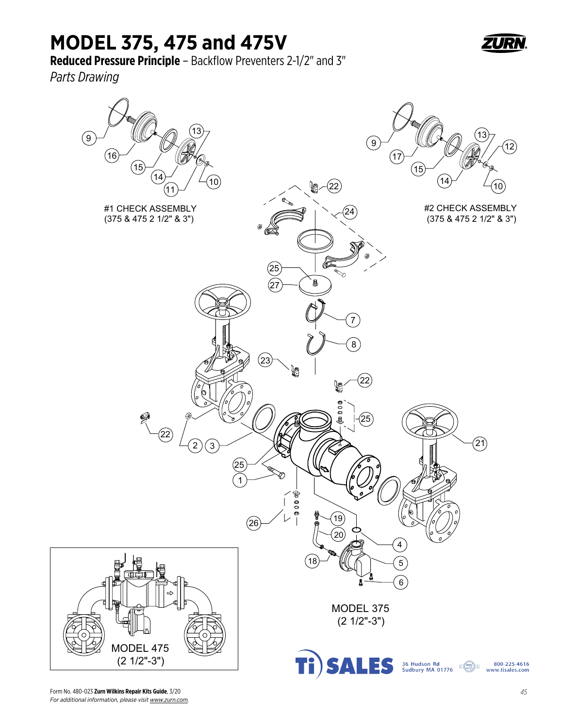# MODEL 375, 475 and 475V

**Reduced Pressure Principle** – Backflow Preventers 2-1/2" and 3"

*Parts Drawing*

#1 CHECK ASSEMBLY
(375 & 475 2 1/2" & 3")

#2 CHECK ASSEMBLY
(375 & 475 2 1/2" & 3")

MODEL 375
(2 1/2"-3")

MODEL 475
(2 1/2"-3")

Ti SALES 36 Hudson Rd Sudbury MA 01776 800-225-4616 www.tisales.com

Form No. 480-023 **Zurn Wilkins Repair Kits Guide**, 3/20
*For additional information, please visit www.zurn.com.*